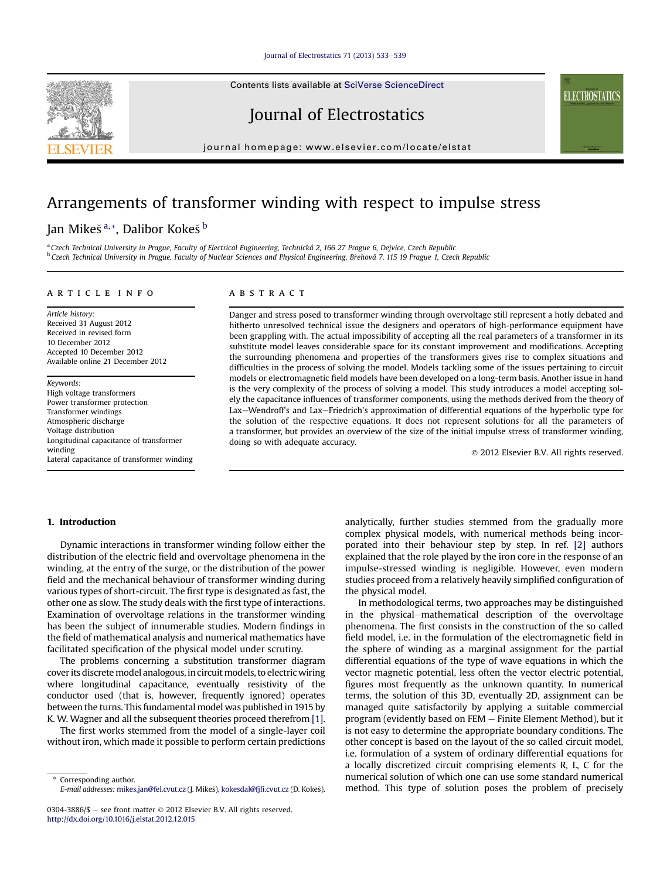# Arrangements of transformer winding with respect to impulse stress

Jan Mikeš [a,*], Dalibor Kokeš [b]

[a] Czech Technical University in Prague, Faculty of Electrical Engineering, Technická 2, 166 27 Prague 6, Dejvice, Czech Republic
[b] Czech Technical University in Prague, Faculty of Nuclear Sciences and Physical Engineering, Břehová 7, 115 19 Prague 1, Czech Republic

## ARTICLE INFO

*Article history:*
Received 31 August 2012
Received in revised form 10 December 2012
Accepted 10 December 2012
Available online 21 December 2012

*Keywords:*
High voltage transformers
Power transformer protection
Transformer windings
Atmospheric discharge
Voltage distribution
Longitudinal capacitance of transformer winding
Lateral capacitance of transformer winding

## ABSTRACT

Danger and stress posed to transformer winding through overvoltage still represent a hotly debated and hitherto unresolved technical issue the designers and operators of high-performance equipment have been grappling with. The actual impossibility of accepting all the real parameters of a transformer in its substitute model leaves considerable space for its constant improvement and modifications. Accepting the surrounding phenomena and properties of the transformers gives rise to complex situations and difficulties in the process of solving the model. Models tackling some of the issues pertaining to circuit models or electromagnetic field models have been developed on a long-term basis. Another issue in hand is the very complexity of the process of solving a model. This study introduces a model accepting solely the capacitance influences of transformer components, using the methods derived from the theory of Lax–Wendroff's and Lax–Friedrich's approximation of differential equations of the hyperbolic type for the solution of the respective equations. It does not represent solutions for all the parameters of a transformer, but provides an overview of the size of the initial impulse stress of transformer winding, doing so with adequate accuracy.

© 2012 Elsevier B.V. All rights reserved.

## 1. Introduction

Dynamic interactions in transformer winding follow either the distribution of the electric field and overvoltage phenomena in the winding, at the entry of the surge, or the distribution of the power field and the mechanical behaviour of transformer winding during various types of short-circuit. The first type is designated as fast, the other one as slow. The study deals with the first type of interactions. Examination of overvoltage relations in the transformer winding has been the subject of innumerable studies. Modern findings in the field of mathematical analysis and numerical mathematics have facilitated specification of the physical model under scrutiny.

The problems concerning a substitution transformer diagram cover its discrete model analogous, in circuit models, to electric wiring where longitudinal capacitance, eventually resistivity of the conductor used (that is, however, frequently ignored) operates between the turns. This fundamental model was published in 1915 by K. W. Wagner and all the subsequent theories proceed therefrom [1].

The first works stemmed from the model of a single-layer coil without iron, which made it possible to perform certain predictions analytically, further studies stemmed from the gradually more complex physical models, with numerical methods being incorporated into their behaviour step by step. In ref. [2] authors explained that the role played by the iron core in the response of an impulse-stressed winding is negligible. However, even modern studies proceed from a relatively heavily simplified configuration of the physical model.

In methodological terms, two approaches may be distinguished in the physical–mathematical description of the overvoltage phenomena. The first consists in the construction of the so called field model, i.e. in the formulation of the electromagnetic field in the sphere of winding as a marginal assignment for the partial differential equations of the type of wave equations in which the vector magnetic potential, less often the vector electric potential, figures most frequently as the unknown quantity. In numerical terms, the solution of this 3D, eventually 2D, assignment can be managed quite satisfactorily by applying a suitable commercial program (evidently based on FEM – Finite Element Method), but it is not easy to determine the appropriate boundary conditions. The other concept is based on the layout of the so called circuit model, i.e. formulation of a system of ordinary differential equations for a locally discretized circuit comprising elements R, L, C for the numerical solution of which one can use some standard numerical method. This type of solution poses the problem of precisely

\* Corresponding author.
E-mail addresses: mikes.jan@fel.cvut.cz (J. Mikeš), kokesdal@fjfi.cvut.cz (D. Kokeš).

0304-3886/$ – see front matter © 2012 Elsevier B.V. All rights reserved.
http://dx.doi.org/10.1016/j.elstat.2012.12.015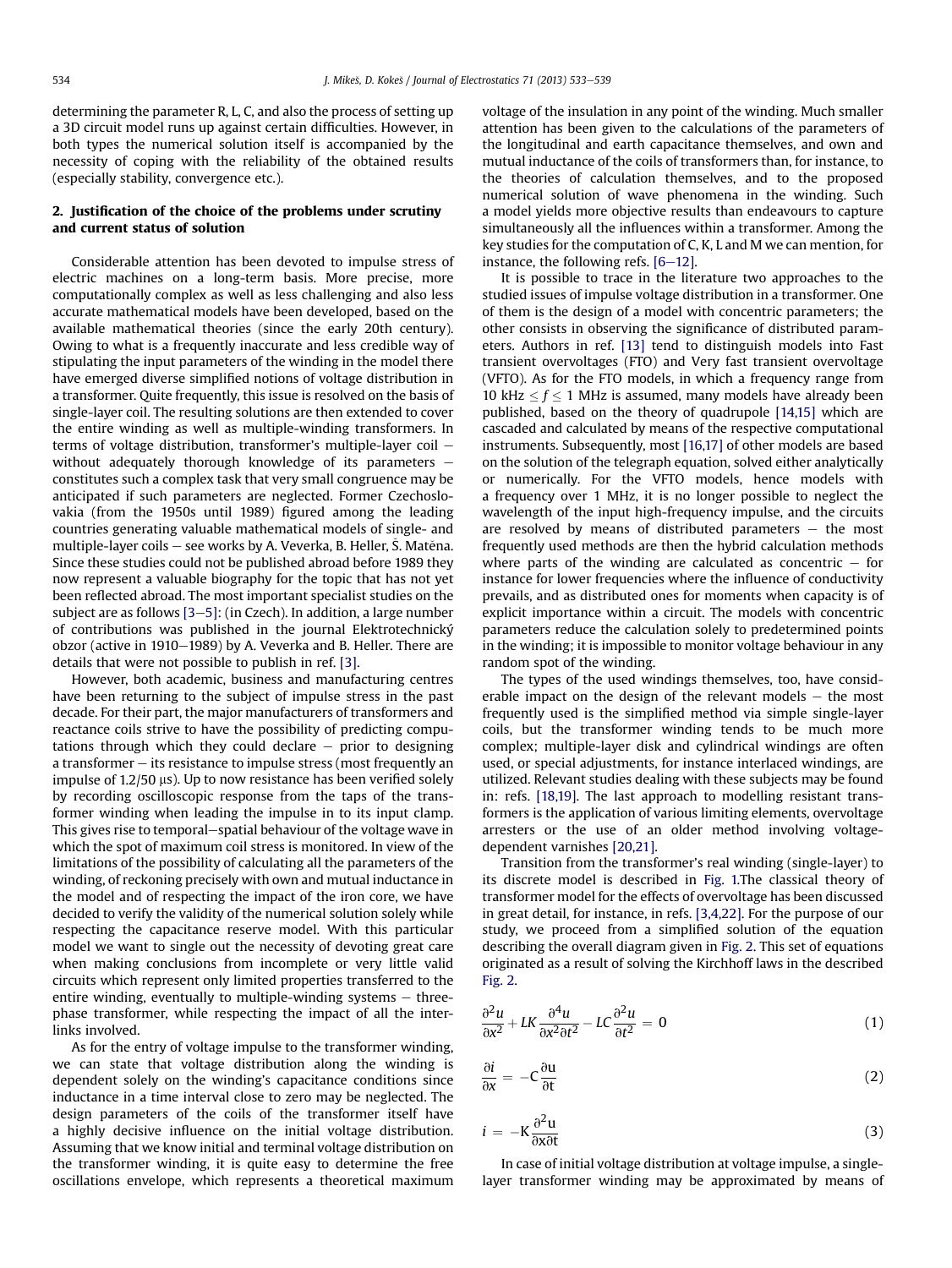determining the parameter R, L, C, and also the process of setting up a 3D circuit model runs up against certain difficulties. However, in both types the numerical solution itself is accompanied by the necessity of coping with the reliability of the obtained results (especially stability, convergence etc.).

## 2. Justification of the choice of the problems under scrutiny and current status of solution

Considerable attention has been devoted to impulse stress of electric machines on a long-term basis. More precise, more computationally complex as well as less challenging and also less accurate mathematical models have been developed, based on the available mathematical theories (since the early 20th century). Owing to what is a frequently inaccurate and less credible way of stipulating the input parameters of the winding in the model there have emerged diverse simplified notions of voltage distribution in a transformer. Quite frequently, this issue is resolved on the basis of single-layer coil. The resulting solutions are then extended to cover the entire winding as well as multiple-winding transformers. In terms of voltage distribution, transformer's multiple-layer coil – without adequately thorough knowledge of its parameters – constitutes such a complex task that very small congruence may be anticipated if such parameters are neglected. Former Czechoslovakia (from the 1950s until 1989) figured among the leading countries generating valuable mathematical models of single- and multiple-layer coils – see works by A. Veverka, B. Heller, Š. Matěna. Since these studies could not be published abroad before 1989 they now represent a valuable biography for the topic that has not yet been reflected abroad. The most important specialist studies on the subject are as follows [3–5]: (in Czech). In addition, a large number of contributions was published in the journal Elektrotechnický obzor (active in 1910–1989) by A. Veverka and B. Heller. There are details that were not possible to publish in ref. [3].

However, both academic, business and manufacturing centres have been returning to the subject of impulse stress in the past decade. For their part, the major manufacturers of transformers and reactance coils strive to have the possibility of predicting computations through which they could declare – prior to designing a transformer – its resistance to impulse stress (most frequently an impulse of 1.2/50 μs). Up to now resistance has been verified solely by recording oscilloscopic response from the taps of the transformer winding when leading the impulse in to its input clamp. This gives rise to temporal–spatial behaviour of the voltage wave in which the spot of maximum coil stress is monitored. In view of the limitations of the possibility of calculating all the parameters of the winding, of reckoning precisely with own and mutual inductance in the model and of respecting the impact of the iron core, we have decided to verify the validity of the numerical solution solely while respecting the capacitance reserve model. With this particular model we want to single out the necessity of devoting great care when making conclusions from incomplete or very little valid circuits which represent only limited properties transferred to the entire winding, eventually to multiple-winding systems – three-phase transformer, while respecting the impact of all the interlinks involved.

As for the entry of voltage impulse to the transformer winding, we can state that voltage distribution along the winding is dependent solely on the winding's capacitance conditions since inductance in a time interval close to zero may be neglected. The design parameters of the coils of the transformer itself have a highly decisive influence on the initial voltage distribution. Assuming that we know initial and terminal voltage distribution on the transformer winding, it is quite easy to determine the free oscillations envelope, which represents a theoretical maximum voltage of the insulation in any point of the winding. Much smaller attention has been given to the calculations of the parameters of the longitudinal and earth capacitance themselves, and own and mutual inductance of the coils of transformers than, for instance, to the theories of calculation themselves, and to the proposed numerical solution of wave phenomena in the winding. Such a model yields more objective results than endeavours to capture simultaneously all the influences within a transformer. Among the key studies for the computation of C, K, L and M we can mention, for instance, the following refs. [6–12].

It is possible to trace in the literature two approaches to the studied issues of impulse voltage distribution in a transformer. One of them is the design of a model with concentric parameters; the other consists in observing the significance of distributed parameters. Authors in ref. [13] tend to distinguish models into Fast transient overvoltages (FTO) and Very fast transient overvoltage (VFTO). As for the FTO models, in which a frequency range from 10 kHz $\leq f \leq$ 1 MHz is assumed, many models have already been published, based on the theory of quadrupole [14,15] which are cascaded and calculated by means of the respective computational instruments. Subsequently, most [16,17] of other models are based on the solution of the telegraph equation, solved either analytically or numerically. For the VFTO models, hence models with a frequency over 1 MHz, it is no longer possible to neglect the wavelength of the input high-frequency impulse, and the circuits are resolved by means of distributed parameters – the most frequently used methods are then the hybrid calculation methods where parts of the winding are calculated as concentric – for instance for lower frequencies where the influence of conductivity prevails, and as distributed ones for moments when capacity is of explicit importance within a circuit. The models with concentric parameters reduce the calculation solely to predetermined points in the winding; it is impossible to monitor voltage behaviour in any random spot of the winding.

The types of the used windings themselves, too, have considerable impact on the design of the relevant models – the most frequently used is the simplified method via simple single-layer coils, but the transformer winding tends to be much more complex; multiple-layer disk and cylindrical windings are often used, or special adjustments, for instance interlaced windings, are utilized. Relevant studies dealing with these subjects may be found in: refs. [18,19]. The last approach to modelling resistant transformers is the application of various limiting elements, overvoltage arresters or the use of an older method involving voltage-dependent varnishes [20,21].

Transition from the transformer's real winding (single-layer) to its discrete model is described in Fig. 1.The classical theory of transformer model for the effects of overvoltage has been discussed in great detail, for instance, in refs. [3,4,22]. For the purpose of our study, we proceed from a simplified solution of the equation describing the overall diagram given in Fig. 2. This set of equations originated as a result of solving the Kirchhoff laws in the described Fig. 2.

$$\frac{\partial^2 u}{\partial x^2} + LK\frac{\partial^4 u}{\partial x^2 \partial t^2} - LC\frac{\partial^2 u}{\partial t^2} = 0 \tag{1}$$

$$\frac{\partial i}{\partial x} = -C\frac{\partial u}{\partial t} \tag{2}$$

$$i = -K\frac{\partial^2 u}{\partial x \partial t} \tag{3}$$

In case of initial voltage distribution at voltage impulse, a single-layer transformer winding may be approximated by means of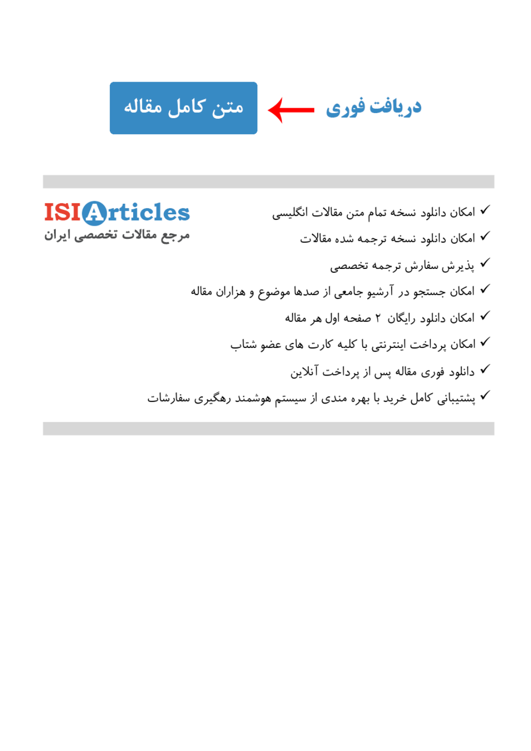دریافت فوری ← متن کامل مقاله

**ISIArticles**
مرجع مقالات تخصصی ایران

- ✓ امکان دانلود نسخه تمام متن مقالات انگلیسی
- ✓ امکان دانلود نسخه ترجمه شده مقالات
- ✓ پذیرش سفارش ترجمه تخصصی
- ✓ امکان جستجو در آرشیو جامعی از صدها موضوع و هزاران مقاله
- ✓ امکان دانلود رایگان ۲ صفحه اول هر مقاله
- ✓ امکان پرداخت اینترنتی با کلیه کارت های عضو شتاب
- ✓ دانلود فوری مقاله پس از پرداخت آنلاین
- ✓ پشتیبانی کامل خرید با بهره مندی از سیستم هوشمند رهگیری سفارشات